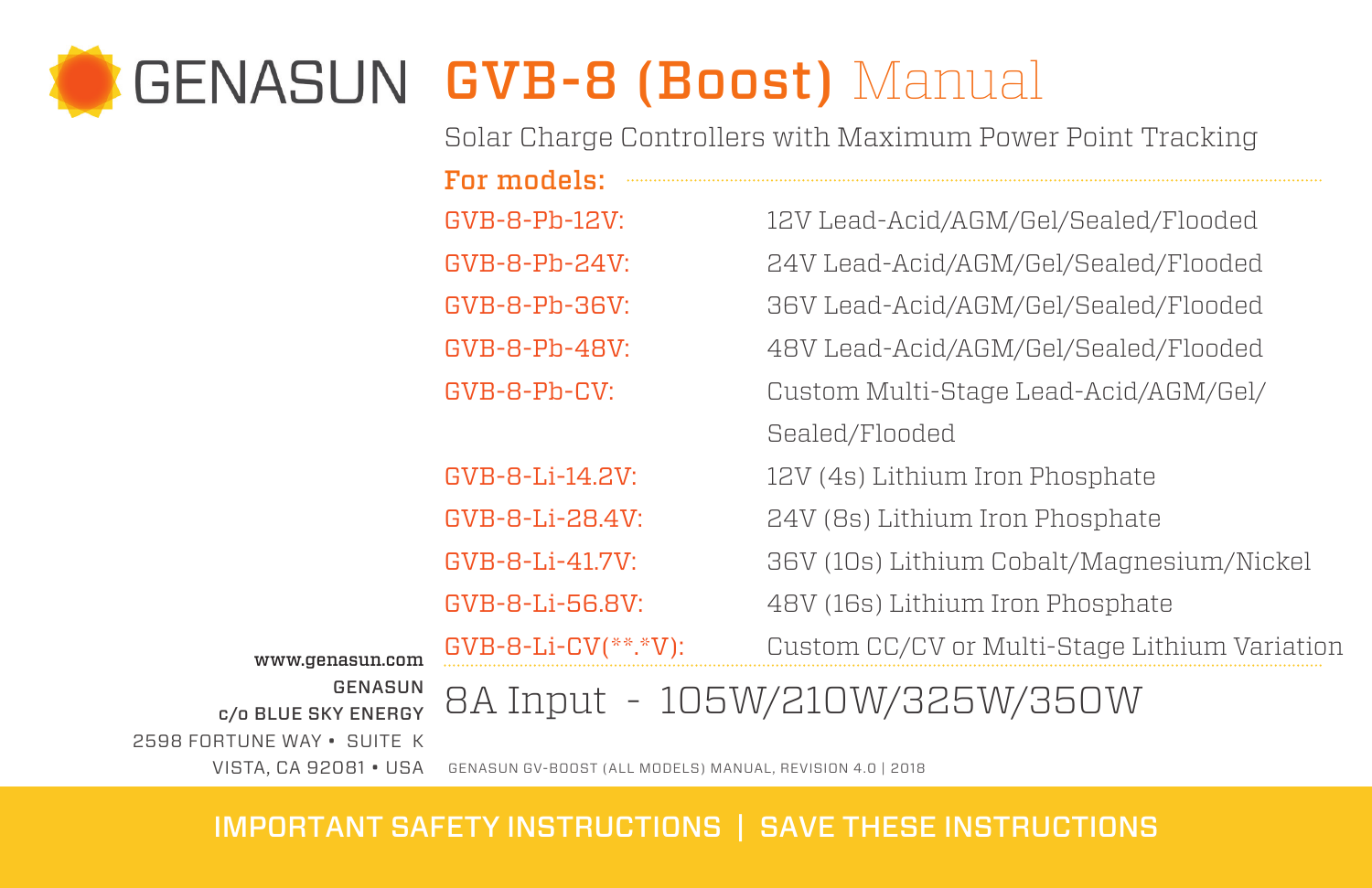# GENASUN GVB-8 (Boost) Manual

Solar Charge Controllers with Maximum Power Point Tracking

**For models:**

| Model | Description |
|---|---|
| GVB-8-Pb-12V: | 12V Lead-Acid/AGM/Gel/Sealed/Flooded |
| GVB-8-Pb-24V: | 24V Lead-Acid/AGM/Gel/Sealed/Flooded |
| GVB-8-Pb-36V: | 36V Lead-Acid/AGM/Gel/Sealed/Flooded |
| GVB-8-Pb-48V: | 48V Lead-Acid/AGM/Gel/Sealed/Flooded |
| GVB-8-Pb-CV: | Custom Multi-Stage Lead-Acid/AGM/Gel/Sealed/Flooded |
| GVB-8-Li-14.2V: | 12V (4s) Lithium Iron Phosphate |
| GVB-8-Li-28.4V: | 24V (8s) Lithium Iron Phosphate |
| GVB-8-Li-41.7V: | 36V (10s) Lithium Cobalt/Magnesium/Nickel |
| GVB-8-Li-56.8V: | 48V (16s) Lithium Iron Phosphate |
| GVB-8-Li-CV(**.*V): | Custom CC/CV or Multi-Stage Lithium Variation |

8A Input - 105W/210W/325W/350W

GENASUN GV-BOOST (ALL MODELS) MANUAL, REVISION 4.0 | 2018

www.genasun.com
GENASUN
c/o BLUE SKY ENERGY
2598 FORTUNE WAY • SUITE K
VISTA, CA 92081 • USA

**IMPORTANT SAFETY INSTRUCTIONS | SAVE THESE INSTRUCTIONS**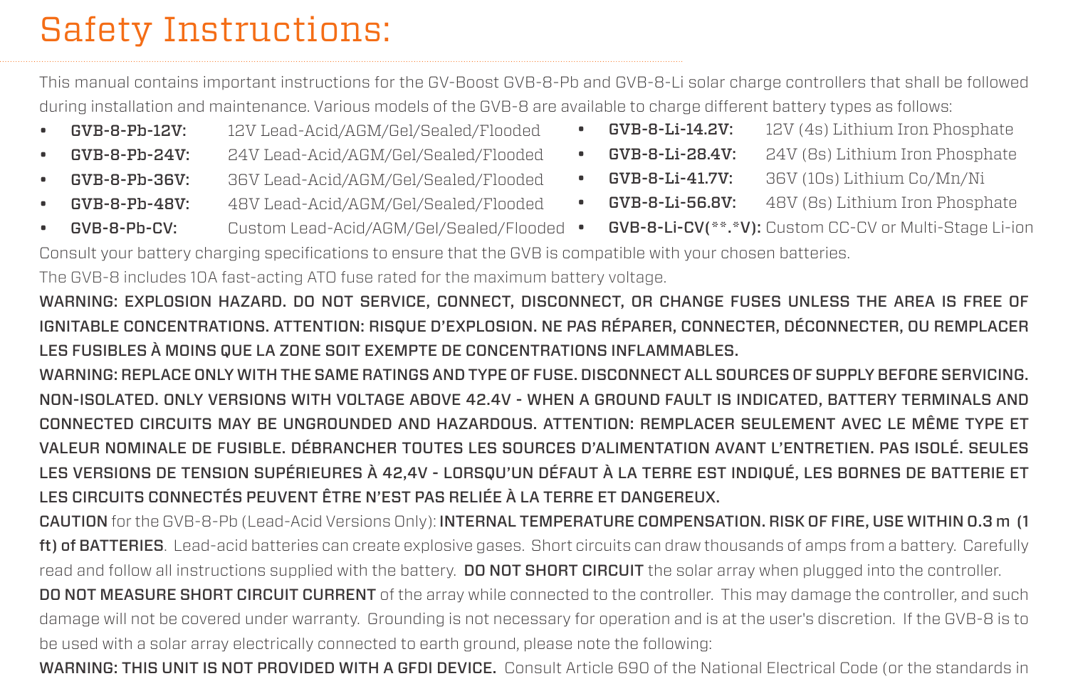# Safety Instructions:

This manual contains important instructions for the GV-Boost GVB-8-Pb and GVB-8-Li solar charge controllers that shall be followed during installation and maintenance. Various models of the GVB-8 are available to charge different battery types as follows:

- **GVB-8-Pb-12V:** 12V Lead-Acid/AGM/Gel/Sealed/Flooded
- **GVB-8-Pb-24V:** 24V Lead-Acid/AGM/Gel/Sealed/Flooded
- **GVB-8-Pb-36V:** 36V Lead-Acid/AGM/Gel/Sealed/Flooded
- **GVB-8-Pb-48V:** 48V Lead-Acid/AGM/Gel/Sealed/Flooded
- **GVB-8-Pb-CV:** Custom Lead-Acid/AGM/Gel/Sealed/Flooded
- **GVB-8-Li-14.2V:** 12V (4s) Lithium Iron Phosphate
- **GVB-8-Li-28.4V:** 24V (8s) Lithium Iron Phosphate
- **GVB-8-Li-41.7V:** 36V (10s) Lithium Co/Mn/Ni
- **GVB-8-Li-56.8V:** 48V (8s) Lithium Iron Phosphate
- **GVB-8-Li-CV(**.*V):** Custom CC-CV or Multi-Stage Li-ion

Consult your battery charging specifications to ensure that the GVB is compatible with your chosen batteries.

The GVB-8 includes 10A fast-acting ATO fuse rated for the maximum battery voltage.

**WARNING: EXPLOSION HAZARD. DO NOT SERVICE, CONNECT, DISCONNECT, OR CHANGE FUSES UNLESS THE AREA IS FREE OF IGNITABLE CONCENTRATIONS. ATTENTION: RISQUE D'EXPLOSION. NE PAS RÉPARER, CONNECTER, DÉCONNECTER, OU REMPLACER LES FUSIBLES À MOINS QUE LA ZONE SOIT EXEMPTE DE CONCENTRATIONS INFLAMMABLES.**

**WARNING: REPLACE ONLY WITH THE SAME RATINGS AND TYPE OF FUSE. DISCONNECT ALL SOURCES OF SUPPLY BEFORE SERVICING. NON-ISOLATED. ONLY VERSIONS WITH VOLTAGE ABOVE 42.4V - WHEN A GROUND FAULT IS INDICATED, BATTERY TERMINALS AND CONNECTED CIRCUITS MAY BE UNGROUNDED AND HAZARDOUS. ATTENTION: REMPLACER SEULEMENT AVEC LE MÊME TYPE ET VALEUR NOMINALE DE FUSIBLE. DÉBRANCHER TOUTES LES SOURCES D'ALIMENTATION AVANT L'ENTRETIEN. PAS ISOLÉ. SEULES LES VERSIONS DE TENSION SUPÉRIEURES À 42,4V - LORSQU'UN DÉFAUT À LA TERRE EST INDIQUÉ, LES BORNES DE BATTERIE ET LES CIRCUITS CONNECTÉS PEUVENT ÊTRE N'EST PAS RELIÉE À LA TERRE ET DANGEREUX.**

**CAUTION** for the GVB-8-Pb (Lead-Acid Versions Only): **INTERNAL TEMPERATURE COMPENSATION. RISK OF FIRE, USE WITHIN 0.3 m (1 ft) of BATTERIES**. Lead-acid batteries can create explosive gases. Short circuits can draw thousands of amps from a battery. Carefully read and follow all instructions supplied with the battery. **DO NOT SHORT CIRCUIT** the solar array when plugged into the controller. **DO NOT MEASURE SHORT CIRCUIT CURRENT** of the array while connected to the controller. This may damage the controller, and such damage will not be covered under warranty. Grounding is not necessary for operation and is at the user's discretion. If the GVB-8 is to be used with a solar array electrically connected to earth ground, please note the following:

**WARNING: THIS UNIT IS NOT PROVIDED WITH A GFDI DEVICE.** Consult Article 690 of the National Electrical Code (or the standards in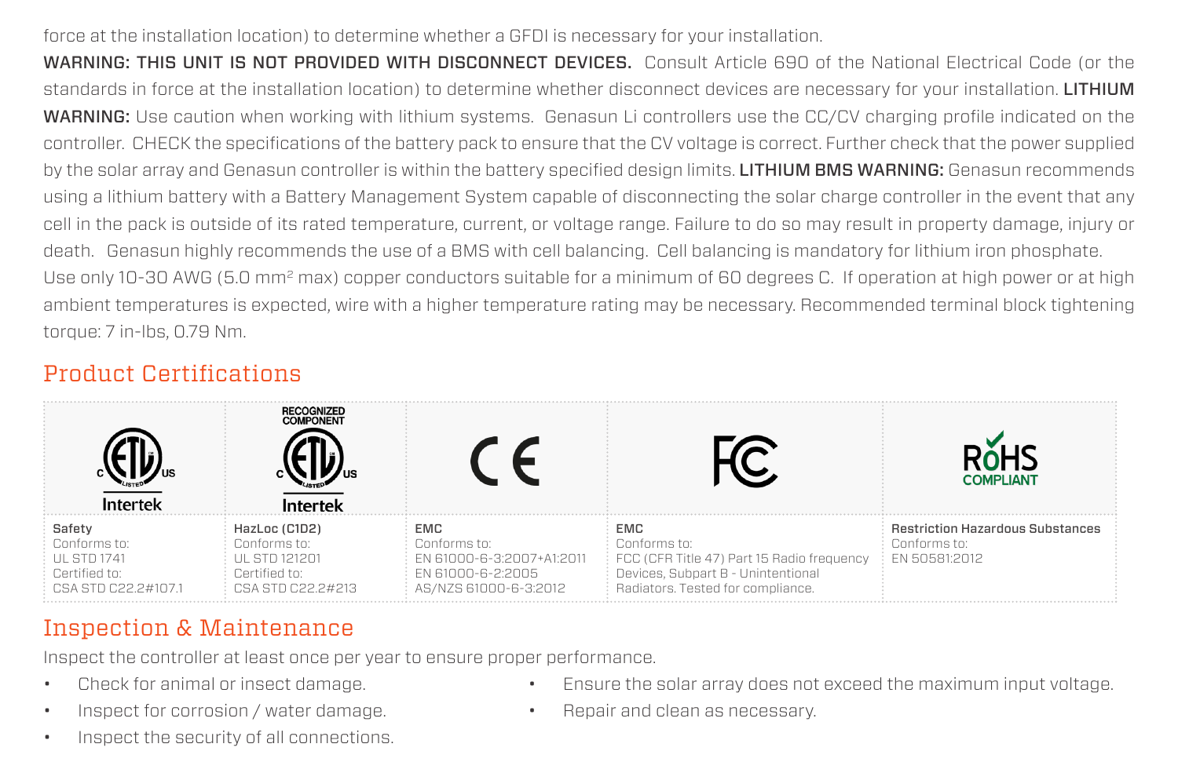force at the installation location) to determine whether a GFDI is necessary for your installation.

**WARNING: THIS UNIT IS NOT PROVIDED WITH DISCONNECT DEVICES.** Consult Article 690 of the National Electrical Code (or the standards in force at the installation location) to determine whether disconnect devices are necessary for your installation. **LITHIUM WARNING:** Use caution when working with lithium systems. Genasun Li controllers use the CC/CV charging profile indicated on the controller. CHECK the specifications of the battery pack to ensure that the CV voltage is correct. Further check that the power supplied by the solar array and Genasun controller is within the battery specified design limits. **LITHIUM BMS WARNING:** Genasun recommends using a lithium battery with a Battery Management System capable of disconnecting the solar charge controller in the event that any cell in the pack is outside of its rated temperature, current, or voltage range. Failure to do so may result in property damage, injury or death. Genasun highly recommends the use of a BMS with cell balancing. Cell balancing is mandatory for lithium iron phosphate.

Use only 10-30 AWG (5.0 mm$^2$ max) copper conductors suitable for a minimum of 60 degrees C. If operation at high power or at high ambient temperatures is expected, wire with a higher temperature rating may be necessary. Recommended terminal block tightening torque: 7 in-lbs, 0.79 Nm.

## Product Certifications

| C ETL US Listed Intertek | Recognized Component C ETL US Listed Intertek | CE | FC | RoHS Compliant |
|---|---|---|---|---|
| **Safety**<br>Conforms to:<br>UL STD 1741<br>Certified to:<br>CSA STD C22.2#107.1 | **HazLoc (C1D2)**<br>Conforms to:<br>UL STD 121201<br>Certified to:<br>CSA STD C22.2#213 | **EMC**<br>Conforms to:<br>EN 61000-6-3:2007+A1:2011<br>EN 61000-6-2:2005<br>AS/NZS 61000-6-3:2012 | **EMC**<br>Conforms to:<br>FCC (CFR Title 47) Part 15 Radio frequency Devices, Subpart B - Unintentional Radiators. Tested for compliance. | **Restriction Hazardous Substances**<br>Conforms to:<br>EN 50581:2012 |

## Inspection & Maintenance

Inspect the controller at least once per year to ensure proper performance.

- Check for animal or insect damage.
- Inspect for corrosion / water damage.
- Inspect the security of all connections.
- Ensure the solar array does not exceed the maximum input voltage.
- Repair and clean as necessary.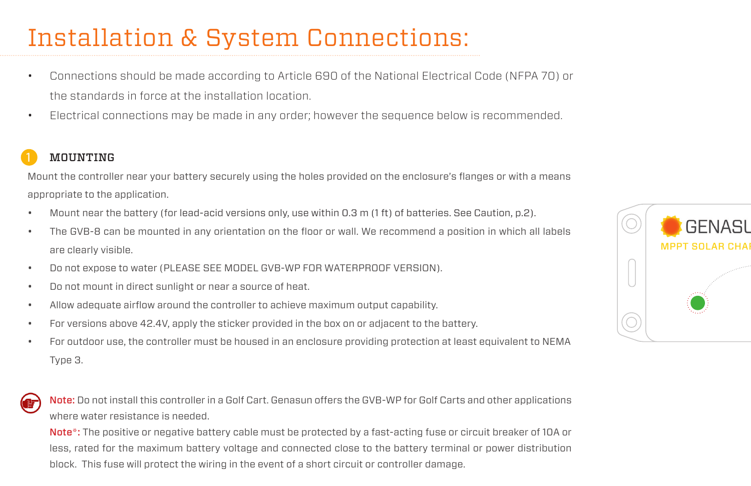# Installation & System Connections:

- Connections should be made according to Article 690 of the National Electrical Code (NFPA 70) or the standards in force at the installation location.
- Electrical connections may be made in any order; however the sequence below is recommended.

## 1 MOUNTING

Mount the controller near your battery securely using the holes provided on the enclosure's flanges or with a means appropriate to the application.

- Mount near the battery (for lead-acid versions only, use within 0.3 m (1 ft) of batteries. See Caution, p.2).
- The GVB-8 can be mounted in any orientation on the floor or wall. We recommend a position in which all labels are clearly visible.
- Do not expose to water (PLEASE SEE MODEL GVB-WP FOR WATERPROOF VERSION).
- Do not mount in direct sunlight or near a source of heat.
- Allow adequate airflow around the controller to achieve maximum output capability.
- For versions above 42.4V, apply the sticker provided in the box on or adjacent to the battery.
- For outdoor use, the controller must be housed in an enclosure providing protection at least equivalent to NEMA Type 3.

**Note:** Do not install this controller in a Golf Cart. Genasun offers the GVB-WP for Golf Carts and other applications where water resistance is needed.

**Note*:** The positive or negative battery cable must be protected by a fast-acting fuse or circuit breaker of 10A or less, rated for the maximum battery voltage and connected close to the battery terminal or power distribution block. This fuse will protect the wiring in the event of a short circuit or controller damage.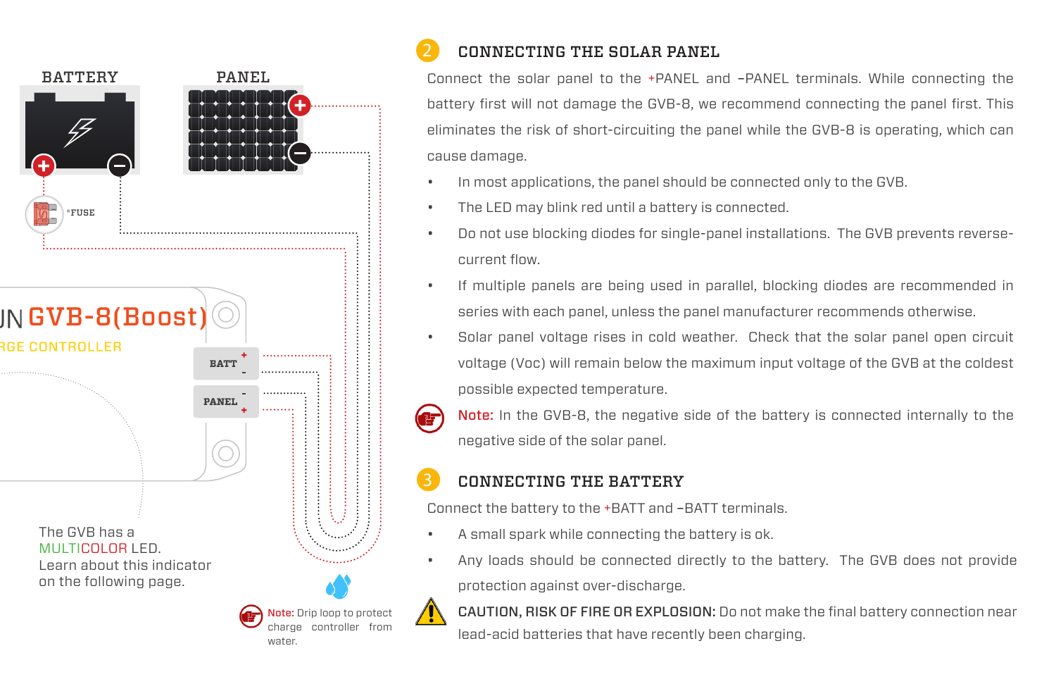BATTERY

PANEL

*FUSE

GVB-8(Boost)

BATT + -

PANEL - +

The GVB has a MULTICOLOR LED. Learn about this indicator on the following page.

**Note:** Drip loop to protect charge controller from water.

## 2 CONNECTING THE SOLAR PANEL

Connect the solar panel to the +PANEL and –PANEL terminals. While connecting the battery first will not damage the GVB-8, we recommend connecting the panel first. This eliminates the risk of short-circuiting the panel while the GVB-8 is operating, which can cause damage.

- In most applications, the panel should be connected only to the GVB.
- The LED may blink red until a battery is connected.
- Do not use blocking diodes for single-panel installations. The GVB prevents reverse-current flow.
- If multiple panels are being used in parallel, blocking diodes are recommended in series with each panel, unless the panel manufacturer recommends otherwise.
- Solar panel voltage rises in cold weather. Check that the solar panel open circuit voltage (Voc) will remain below the maximum input voltage of the GVB at the coldest possible expected temperature.

**Note:** In the GVB-8, the negative side of the battery is connected internally to the negative side of the solar panel.

## 3 CONNECTING THE BATTERY

Connect the battery to the +BATT and –BATT terminals.

- A small spark while connecting the battery is ok.
- Any loads should be connected directly to the battery. The GVB does not provide protection against over-discharge.

**CAUTION, RISK OF FIRE OR EXPLOSION:** Do not make the final battery connection near lead-acid batteries that have recently been charging.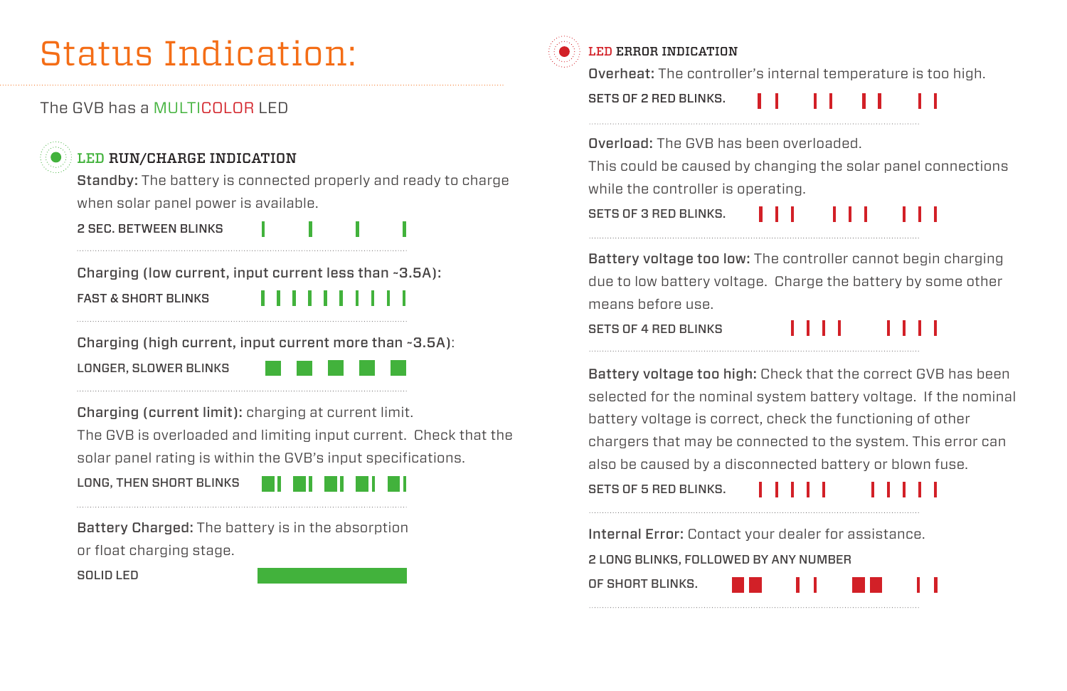# Status Indication:

The GVB has a MULTICOLOR LED

### LED RUN/CHARGE INDICATION

**Standby:** The battery is connected properly and ready to charge when solar panel power is available.

2 SEC. BETWEEN BLINKS

**Charging (low current, input current less than ~3.5A):**

FAST & SHORT BLINKS

**Charging (high current, input current more than ~3.5A):**

LONGER, SLOWER BLINKS

**Charging (current limit):** charging at current limit.
The GVB is overloaded and limiting input current. Check that the solar panel rating is within the GVB's input specifications.

LONG, THEN SHORT BLINKS

**Battery Charged:** The battery is in the absorption or float charging stage.

SOLID LED

### LED ERROR INDICATION

**Overheat:** The controller's internal temperature is too high.

SETS OF 2 RED BLINKS.

**Overload:** The GVB has been overloaded.
This could be caused by changing the solar panel connections while the controller is operating.

SETS OF 3 RED BLINKS.

**Battery voltage too low:** The controller cannot begin charging due to low battery voltage. Charge the battery by some other means before use.

SETS OF 4 RED BLINKS

**Battery voltage too high:** Check that the correct GVB has been selected for the nominal system battery voltage. If the nominal battery voltage is correct, check the functioning of other chargers that may be connected to the system. This error can also be caused by a disconnected battery or blown fuse.

SETS OF 5 RED BLINKS.

**Internal Error:** Contact your dealer for assistance.

2 LONG BLINKS, FOLLOWED BY ANY NUMBER OF SHORT BLINKS.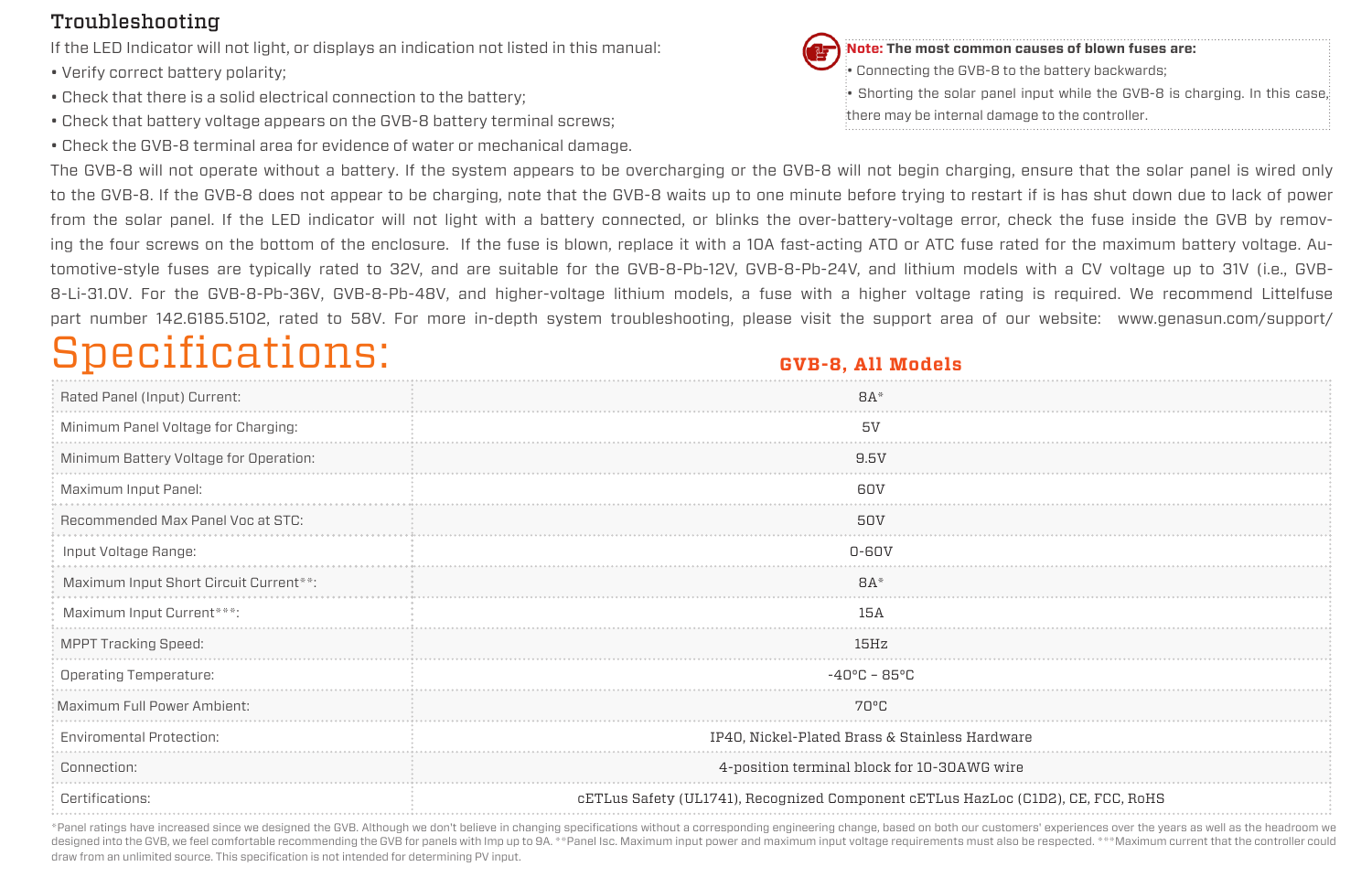## Troubleshooting

If the LED Indicator will not light, or displays an indication not listed in this manual:

- Verify correct battery polarity;
- Check that there is a solid electrical connection to the battery;
- Check that battery voltage appears on the GVB-8 battery terminal screws;
- Check the GVB-8 terminal area for evidence of water or mechanical damage.

> **Note: The most common causes of blown fuses are:**
> - Connecting the GVB-8 to the battery backwards;
> - Shorting the solar panel input while the GVB-8 is charging. In this case, there may be internal damage to the controller.

The GVB-8 will not operate without a battery. If the system appears to be overcharging or the GVB-8 will not begin charging, ensure that the solar panel is wired only to the GVB-8. If the GVB-8 does not appear to be charging, note that the GVB-8 waits up to one minute before trying to restart if is has shut down due to lack of power from the solar panel. If the LED indicator will not light with a battery connected, or blinks the over-battery-voltage error, check the fuse inside the GVB by removing the four screws on the bottom of the enclosure. If the fuse is blown, replace it with a 10A fast-acting ATO or ATC fuse rated for the maximum battery voltage. Automotive-style fuses are typically rated to 32V, and are suitable for the GVB-8-Pb-12V, GVB-8-Pb-24V, and lithium models with a CV voltage up to 31V (i.e., GVB-8-Li-31.0V. For the GVB-8-Pb-36V, GVB-8-Pb-48V, and higher-voltage lithium models, a fuse with a higher voltage rating is required. We recommend Littelfuse part number 142.6185.5102, rated to 58V. For more in-depth system troubleshooting, please visit the support area of our website: www.genasun.com/support/

# Specifications:

| | GVB-8, All Models |
|---|---|
| Rated Panel (Input) Current: | 8A* |
| Minimum Panel Voltage for Charging: | 5V |
| Minimum Battery Voltage for Operation: | 9.5V |
| Maximum Input Panel: | 60V |
| Recommended Max Panel Voc at STC: | 50V |
| Input Voltage Range: | 0-60V |
| Maximum Input Short Circuit Current**: | 8A* |
| Maximum Input Current***: | 15A |
| MPPT Tracking Speed: | 15Hz |
| Operating Temperature: | -40°C – 85°C |
| Maximum Full Power Ambient: | 70°C |
| Enviromental Protection: | IP40, Nickel-Plated Brass & Stainless Hardware |
| Connection: | 4-position terminal block for 10-30AWG wire |
| Certifications: | cETLus Safety (UL1741), Recognized Component cETLus HazLoc (C1D2), CE, FCC, RoHS |

*Panel ratings have increased since we designed the GVB. Although we don't believe in changing specifications without a corresponding engineering change, based on both our customers' experiences over the years as well as the headroom we designed into the GVB, we feel comfortable recommending the GVB for panels with Imp up to 9A. **Panel Isc. Maximum input power and maximum input voltage requirements must also be respected. ***Maximum current that the controller could draw from an unlimited source. This specification is not intended for determining PV input.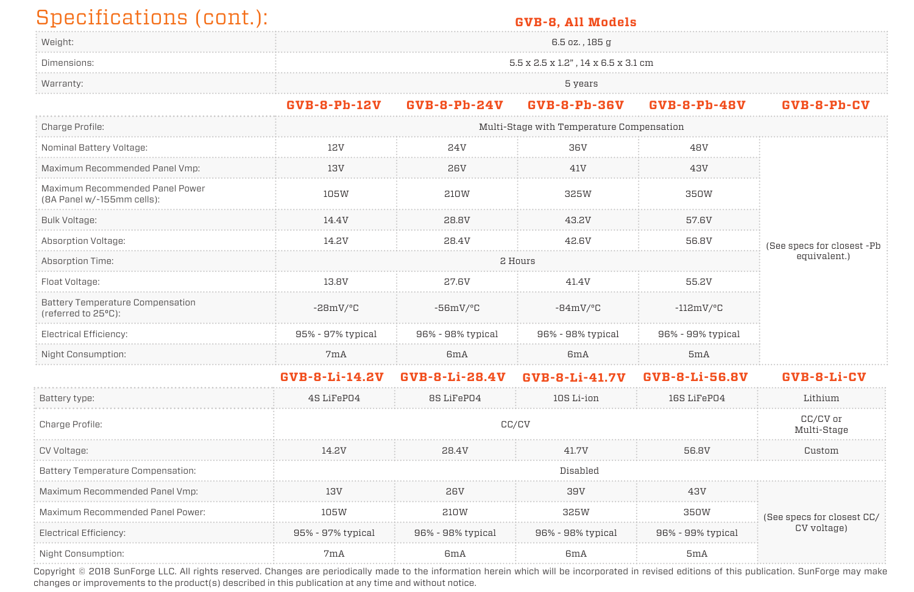## Specifications (cont.):

| | GVB-8, All Models |
|---|---|
| Weight: | 6.5 oz. , 185 g |
| Dimensions: | 5.5 x 2.5 x 1.2" , 14 x 6.5 x 3.1 cm |
| Warranty: | 5 years |

| | GVB-8-Pb-12V | GVB-8-Pb-24V | GVB-8-Pb-36V | GVB-8-Pb-48V | GVB-8-Pb-CV |
|---|---|---|---|---|---|
| Charge Profile: | Multi-Stage with Temperature Compensation | | | | |
| Nominal Battery Voltage: | 12V | 24V | 36V | 48V | (See specs for closest -Pb equivalent.) |
| Maximum Recommended Panel Vmp: | 13V | 26V | 41V | 43V | |
| Maximum Recommended Panel Power (8A Panel w/-155mm cells): | 105W | 210W | 325W | 350W | |
| Bulk Voltage: | 14.4V | 28.8V | 43.2V | 57.6V | |
| Absorption Voltage: | 14.2V | 28.4V | 42.6V | 56.8V | |
| Absorption Time: | 2 Hours | | | | |
| Float Voltage: | 13.8V | 27.6V | 41.4V | 55.2V | |
| Battery Temperature Compensation (referred to 25°C): | -28mV/°C | -56mV/°C | -84mV/°C | -112mV/°C | |
| Electrical Efficiency: | 95% - 97% typical | 96% - 98% typical | 96% - 98% typical | 96% - 99% typical | |
| Night Consumption: | 7mA | 6mA | 6mA | 5mA | |

| | GVB-8-Li-14.2V | GVB-8-Li-28.4V | GVB-8-Li-41.7V | GVB-8-Li-56.8V | GVB-8-Li-CV |
|---|---|---|---|---|---|
| Battery type: | 4S LiFePO4 | 8S LiFePO4 | 10S Li-ion | 16S LiFePO4 | Lithium |
| Charge Profile: | CC/CV | | | | CC/CV or Multi-Stage |
| CV Voltage: | 14.2V | 28.4V | 41.7V | 56.8V | Custom |
| Battery Temperature Compensation: | Disabled | | | | |
| Maximum Recommended Panel Vmp: | 13V | 26V | 39V | 43V | (See specs for closest CC/CV voltage) |
| Maximum Recommended Panel Power: | 105W | 210W | 325W | 350W | |
| Electrical Efficiency: | 95% - 97% typical | 96% - 98% typical | 96% - 98% typical | 96% - 99% typical | |
| Night Consumption: | 7mA | 6mA | 6mA | 5mA | |

Copyright © 2018 SunForge LLC. All rights reserved. Changes are periodically made to the information herein which will be incorporated in revised editions of this publication. SunForge may make changes or improvements to the product(s) described in this publication at any time and without notice.